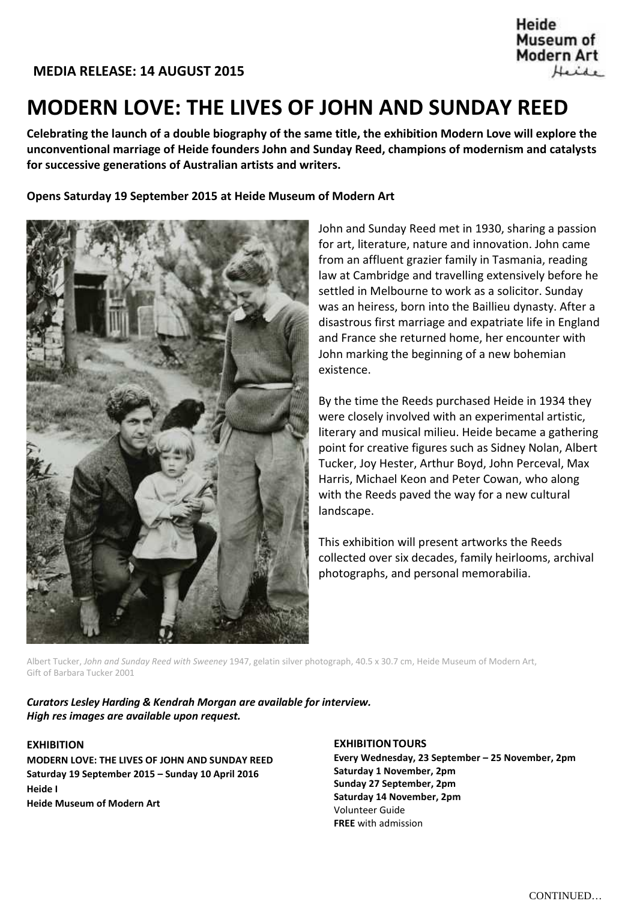**MEDIA RELEASE: 14 AUGUST 2015**

# MODERN LOVE: THE LIVES OF JOHN AND SUNDAY REED

**Celebrating the launch of a double biography of the same title, the exhibition Modern Love will explore the unconventional marriage of Heide founders John and Sunday Reed, champions of modernism and catalysts for successive generations of Australian artists and writers.**

**Opens Saturday 19 September 2015 at Heide Museum of Modern Art**

John and Sunday Reed met in 1930, sharing a passion for art, literature, nature and innovation. John came from an affluent grazier family in Tasmania, reading law at Cambridge and travelling extensively before he settled in Melbourne to work as a solicitor. Sunday was an heiress, born into the Baillieu dynasty. After a disastrous first marriage and expatriate life in England and France she returned home, her encounter with John marking the beginning of a new bohemian existence.

By the time the Reeds purchased Heide in 1934 they were closely involved with an experimental artistic, literary and musical milieu. Heide became a gathering point for creative figures such as Sidney Nolan, Albert Tucker, Joy Hester, Arthur Boyd, John Perceval, Max Harris, Michael Keon and Peter Cowan, who along with the Reeds paved the way for a new cultural landscape.

This exhibition will present artworks the Reeds collected over six decades, family heirlooms, archival photographs, and personal memorabilia.

Albert Tucker, *John and Sunday Reed with Sweeney* 1947, gelatin silver photograph, 40.5 x 30.7 cm, Heide Museum of Modern Art, Gift of Barbara Tucker 2001

***Curators Lesley Harding & Kendrah Morgan are available for interview.***
***High res images are available upon request.***

**EXHIBITION**
**MODERN LOVE: THE LIVES OF JOHN AND SUNDAY REED**
**Saturday 19 September 2015 – Sunday 10 April 2016**
**Heide I**
**Heide Museum of Modern Art**

**EXHIBITION TOURS**
**Every Wednesday, 23 September – 25 November, 2pm**
**Saturday 1 November, 2pm**
**Sunday 27 September, 2pm**
**Saturday 14 November, 2pm**
Volunteer Guide
**FREE** with admission

CONTINUED…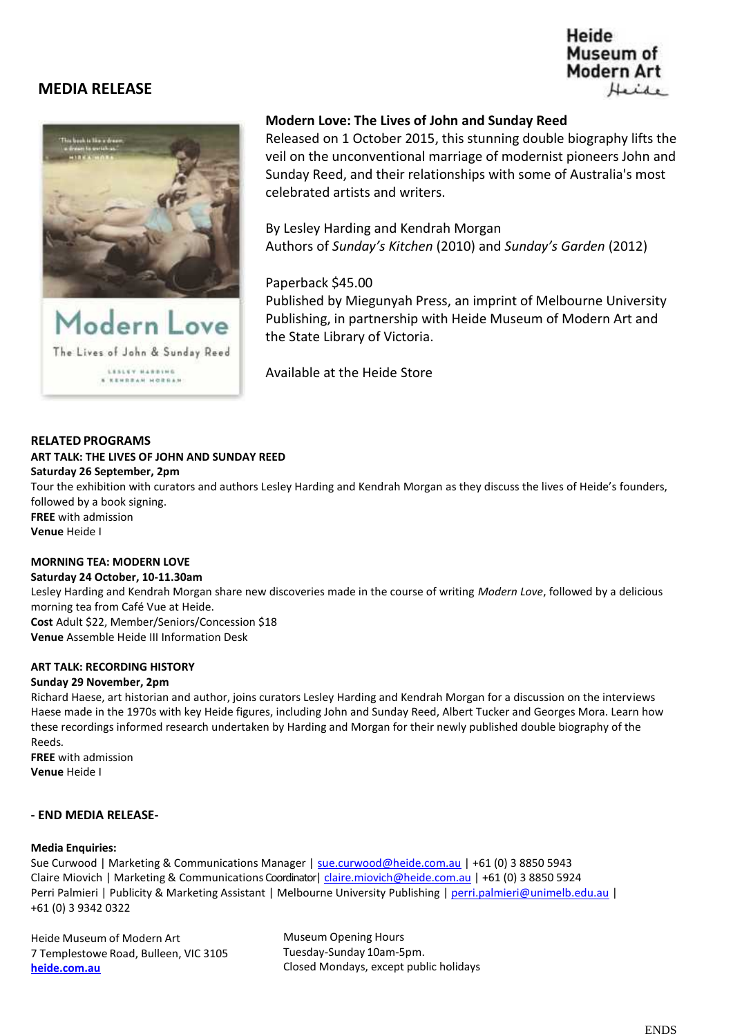Heide Museum of Modern Art

## MEDIA RELEASE

**Modern Love: The Lives of John and Sunday Reed**
Released on 1 October 2015, this stunning double biography lifts the veil on the unconventional marriage of modernist pioneers John and Sunday Reed, and their relationships with some of Australia's most celebrated artists and writers.

By Lesley Harding and Kendrah Morgan
Authors of *Sunday's Kitchen* (2010) and *Sunday's Garden* (2012)

Paperback $45.00
Published by Miegunyah Press, an imprint of Melbourne University Publishing, in partnership with Heide Museum of Modern Art and the State Library of Victoria.

Available at the Heide Store

### RELATED PROGRAMS

**ART TALK: THE LIVES OF JOHN AND SUNDAY REED**
**Saturday 26 September, 2pm**
Tour the exhibition with curators and authors Lesley Harding and Kendrah Morgan as they discuss the lives of Heide's founders, followed by a book signing.
**FREE** with admission
**Venue** Heide I

**MORNING TEA: MODERN LOVE**
**Saturday 24 October, 10-11.30am**
Lesley Harding and Kendrah Morgan share new discoveries made in the course of writing *Modern Love*, followed by a delicious morning tea from Café Vue at Heide.
**Cost** Adult $22, Member/Seniors/Concession $18
**Venue** Assemble Heide III Information Desk

**ART TALK: RECORDING HISTORY**
**Sunday 29 November, 2pm**
Richard Haese, art historian and author, joins curators Lesley Harding and Kendrah Morgan for a discussion on the interviews Haese made in the 1970s with key Heide figures, including John and Sunday Reed, Albert Tucker and Georges Mora. Learn how these recordings informed research undertaken by Harding and Morgan for their newly published double biography of the Reeds.
**FREE** with admission
**Venue** Heide I

**- END MEDIA RELEASE-**

**Media Enquiries:**
Sue Curwood | Marketing & Communications Manager | sue.curwood@heide.com.au | +61 (0) 3 8850 5943
Claire Miovich | Marketing & Communications Coordinator| claire.miovich@heide.com.au | +61 (0) 3 8850 5924
Perri Palmieri | Publicity & Marketing Assistant | Melbourne University Publishing | perri.palmieri@unimelb.edu.au | +61 (0) 3 9342 0322

Heide Museum of Modern Art
7 Templestowe Road, Bulleen, VIC 3105
**heide.com.au**

Museum Opening Hours
Tuesday-Sunday 10am-5pm.
Closed Mondays, except public holidays

ENDS